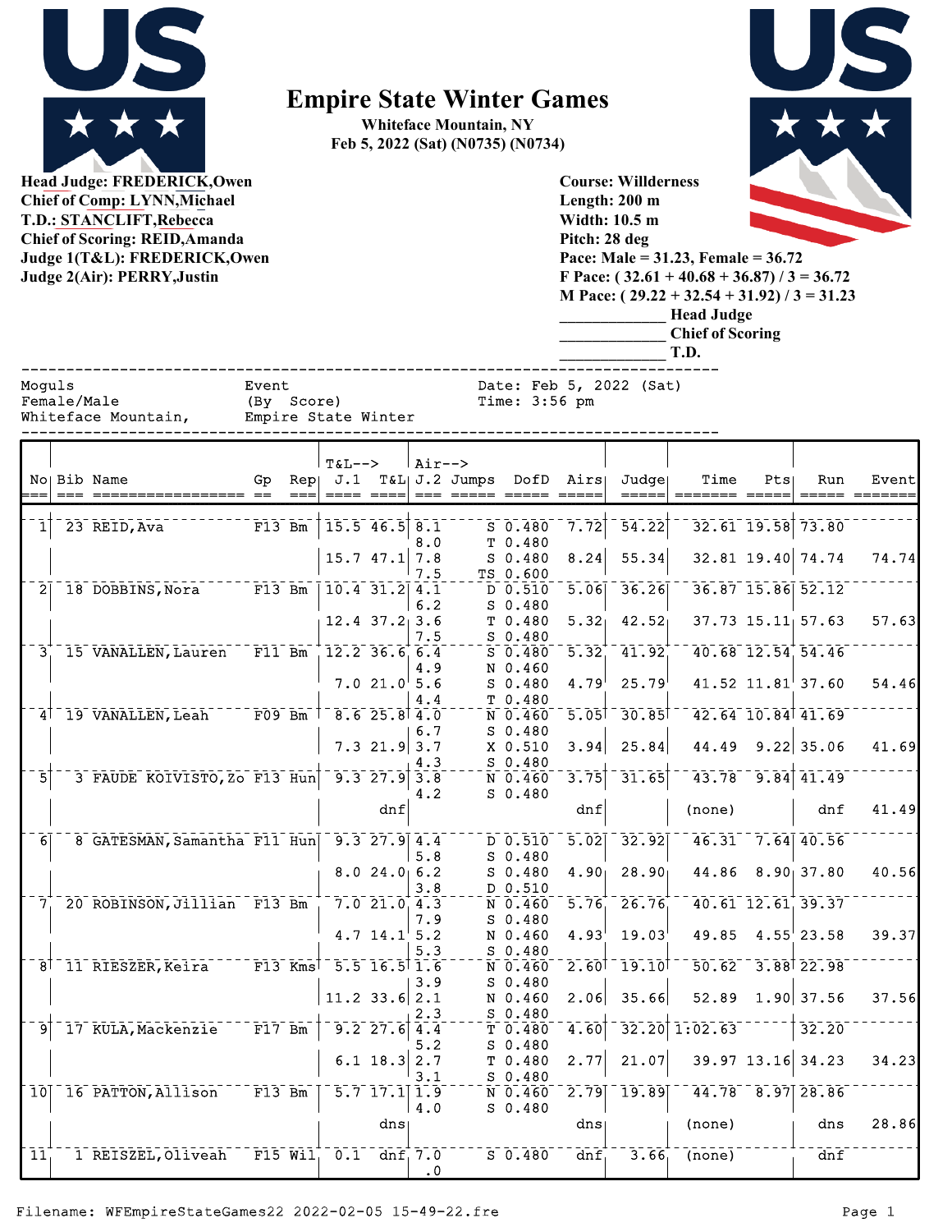# Empire State Winter Games

**Whiteface Mountain, NY**
**Feb 5, 2022 (Sat) (N0735) (N0734)**

**Head Judge: FREDERICK,Owen**
**Chief of Comp: LYNN,Michael**
**T.D.: STANCLIFT,Rebecca**
**Chief of Scoring: REID,Amanda**
**Judge 1(T&L): FREDERICK,Owen**
**Judge 2(Air): PERRY,Justin**

**Course: Willderness**
**Length: 200 m**
**Width: 10.5 m**
**Pitch: 28 deg**
**Pace: Male = 31.23, Female = 36.72**
**F Pace: ( 32.61 + 40.68 + 36.87) / 3 = 36.72**
**M Pace: ( 29.22 + 32.54 + 31.92) / 3 = 31.23**

_____________ Head Judge
_____________ Chief of Scoring
_____________ T.D.

Moguls — Event — Date: Feb 5, 2022 (Sat)
Female/Male — (By Score) — Time: 3:56 pm
Whiteface Mountain, — Empire State Winter

| No | Bib | Name | Gp | Rep | T&L--> J.1 | T&L | Air--> J.2 | Jumps | DofD | Airs | Judge | Time | Pts | Run | Event |
|---|---|---|---|---|---|---|---|---|---|---|---|---|---|---|---|
| 1 | 23 | REID,Ava | F13 | Bm | 15.5 | 46.5 | 8.1 | S | 0.480 | 7.72 | 54.22 | 32.61 | 19.58 | 73.80 | |
| | | | | | | | 8.0 | T | 0.480 | | | | | | |
| | | | | | 15.7 | 47.1 | 7.8 | S | 0.480 | 8.24 | 55.34 | 32.81 | 19.40 | 74.74 | 74.74 |
| | | | | | | | 7.5 | TS | 0.600 | | | | | | |
| 2 | 18 | DOBBINS,Nora | F13 | Bm | 10.4 | 31.2 | 4.1 | D | 0.510 | 5.06 | 36.26 | 36.87 | 15.86 | 52.12 | |
| | | | | | | | 6.2 | S | 0.480 | | | | | | |
| | | | | | 12.4 | 37.2 | 3.6 | T | 0.480 | 5.32 | 42.52 | 37.73 | 15.11 | 57.63 | 57.63 |
| | | | | | | | 7.5 | S | 0.480 | | | | | | |
| 3 | 15 | VANALLEN,Lauren | F11 | Bm | 12.2 | 36.6 | 6.4 | S | 0.480 | 5.32 | 41.92 | 40.68 | 12.54 | 54.46 | |
| | | | | | | | 4.9 | N | 0.460 | | | | | | |
| | | | | | 7.0 | 21.0 | 5.6 | S | 0.480 | 4.79 | 25.79 | 41.52 | 11.81 | 37.60 | 54.46 |
| | | | | | | | 4.4 | T | 0.480 | | | | | | |
| 4 | 19 | VANALLEN,Leah | F09 | Bm | 8.6 | 25.8 | 4.0 | N | 0.460 | 5.05 | 30.85 | 42.64 | 10.84 | 41.69 | |
| | | | | | | | 6.7 | S | 0.480 | | | | | | |
| | | | | | 7.3 | 21.9 | 3.7 | X | 0.510 | 3.94 | 25.84 | 44.49 | 9.22 | 35.06 | 41.69 |
| | | | | | | | 4.3 | S | 0.480 | | | | | | |
| 5 | 3 | FAUDE KOIVISTO,Zo | F13 | Hun | 9.3 | 27.9 | 3.8 | N | 0.460 | 3.75 | 31.65 | 43.78 | 9.84 | 41.49 | |
| | | | | | | | 4.2 | S | 0.480 | | | | | | |
| | | | | | | dnf | | | | dnf | | (none) | | dnf | 41.49 |
| 6 | 8 | GATESMAN,Samantha | F11 | Hun | 9.3 | 27.9 | 4.4 | D | 0.510 | 5.02 | 32.92 | 46.31 | 7.64 | 40.56 | |
| | | | | | | | 5.8 | S | 0.480 | | | | | | |
| | | | | | 8.0 | 24.0 | 6.2 | S | 0.480 | 4.90 | 28.90 | 44.86 | 8.90 | 37.80 | 40.56 |
| | | | | | | | 3.8 | D | 0.510 | | | | | | |
| 7 | 20 | ROBINSON,Jillian | F13 | Bm | 7.0 | 21.0 | 4.3 | N | 0.460 | 5.76 | 26.76 | 40.61 | 12.61 | 39.37 | |
| | | | | | | | 7.9 | S | 0.480 | | | | | | |
| | | | | | 4.7 | 14.1 | 5.2 | N | 0.460 | 4.93 | 19.03 | 49.85 | 4.55 | 23.58 | 39.37 |
| | | | | | | | 5.3 | S | 0.480 | | | | | | |
| 8 | 11 | RIESZER,Keira | F13 | Kms | 5.5 | 16.5 | 1.6 | N | 0.460 | 2.60 | 19.10 | 50.62 | 3.88 | 22.98 | |
| | | | | | | | 3.9 | S | 0.480 | | | | | | |
| | | | | | 11.2 | 33.6 | 2.1 | N | 0.460 | 2.06 | 35.66 | 52.89 | 1.90 | 37.56 | 37.56 |
| | | | | | | | 2.3 | S | 0.480 | | | | | | |
| 9 | 17 | KULA,Mackenzie | F17 | Bm | 9.2 | 27.6 | 4.4 | T | 0.480 | 4.60 | 32.20 | 1:02.63 | | 32.20 | |
| | | | | | | | 5.2 | S | 0.480 | | | | | | |
| | | | | | 6.1 | 18.3 | 2.7 | T | 0.480 | 2.77 | 21.07 | 39.97 | 13.16 | 34.23 | 34.23 |
| | | | | | | | 3.1 | S | 0.480 | | | | | | |
| 10 | 16 | PATTON,Allison | F13 | Bm | 5.7 | 17.1 | 1.9 | N | 0.460 | 2.79 | 19.89 | 44.78 | 8.97 | 28.86 | |
| | | | | | | | 4.0 | S | 0.480 | | | | | | |
| | | | | | | dns | | | | dns | | (none) | | dns | 28.86 |
| 11 | 1 | REISZEL,Oliveah | F15 | Wil | 0.1 | dnf | 7.0 | S | 0.480 | dnf | 3.66 | (none) | | dnf | |
| | | | | | | | .0 | | | | | | | | |

Filename: WFEmpireStateGames22 2022-02-05 15-49-22.fre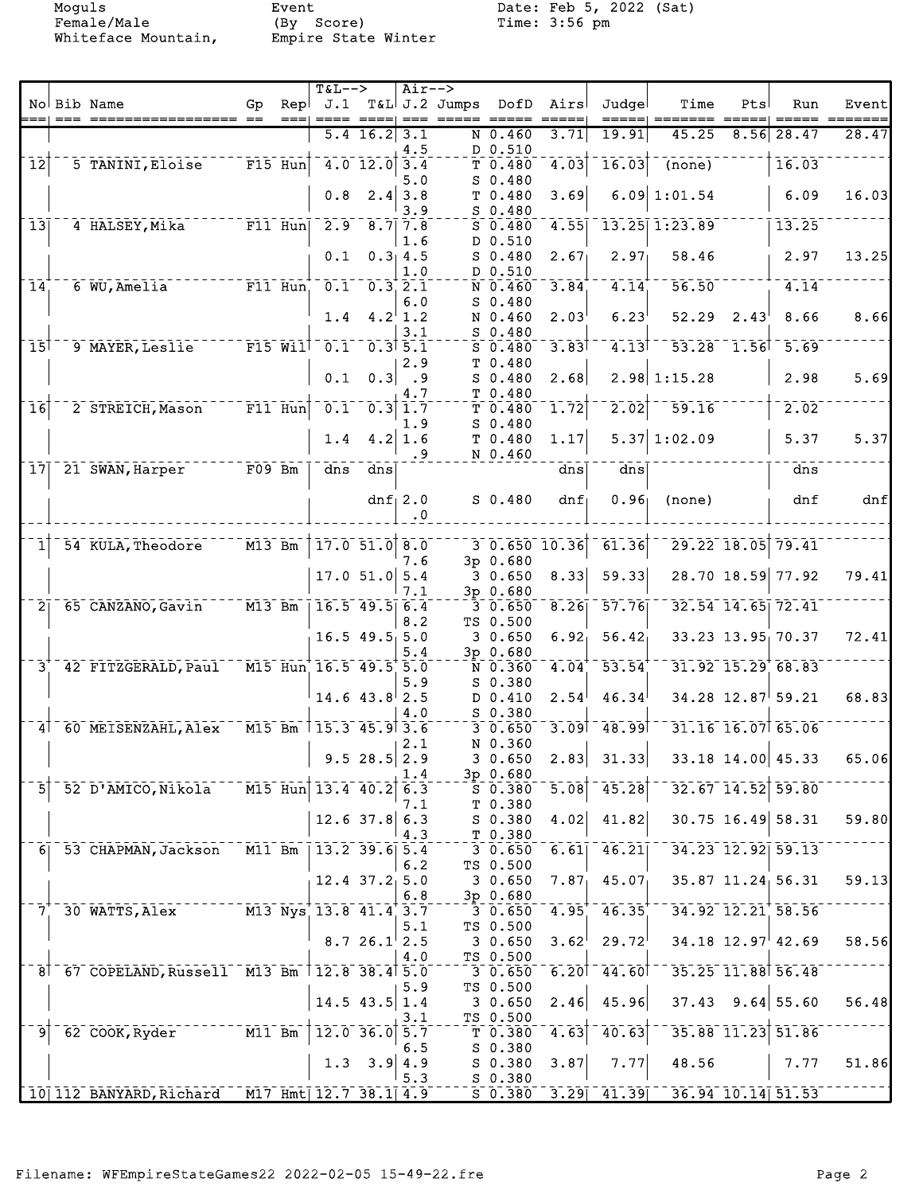Moguls
Female/Male
Whiteface Mountain,

Event
(By Score)
Empire State Winter

Date: Feb 5, 2022 (Sat)
Time: 3:56 pm

| No | Bib | Name | Gp | Rep | T&L--> J.1 | T&L | Air--> J.2 | Jumps | DofD | Airs | Judge | Time | Pts | Run | Event |
|---|---|---|---|---|---|---|---|---|---|---|---|---|---|---|---|
| | | | | | 5.4 | 16.2 | 3.1 | N | 0.460 | 3.71 | 19.91 | 45.25 | 8.56 | 28.47 | 28.47 |
| | | | | | | | 4.5 | D | 0.510 | | | | | | |
| 12 | 5 | TANINI,Eloise | F15 | Hun | 4.0 | 12.0 | 3.4 | T | 0.480 | 4.03 | 16.03 | (none) | | 16.03 | |
| | | | | | | | 5.0 | S | 0.480 | | | | | | |
| | | | | | 0.8 | 2.4 | 3.8 | T | 0.480 | 3.69 | 6.09 | 1:01.54 | | 6.09 | 16.03 |
| | | | | | | | 3.9 | S | 0.480 | | | | | | |
| 13 | 4 | HALSEY,Mika | F11 | Hun | 2.9 | 8.7 | 7.8 | S | 0.480 | 4.55 | 13.25 | 1:23.89 | | 13.25 | |
| | | | | | | | 1.6 | D | 0.510 | | | | | | |
| | | | | | 0.1 | 0.3 | 4.5 | S | 0.480 | 2.67 | 2.97 | 58.46 | | 2.97 | 13.25 |
| | | | | | | | 1.0 | D | 0.510 | | | | | | |
| 14 | 6 | WU,Amelia | F11 | Hun | 0.1 | 0.3 | 2.1 | N | 0.460 | 3.84 | 4.14 | 56.50 | | 4.14 | |
| | | | | | | | 6.0 | S | 0.480 | | | | | | |
| | | | | | 1.4 | 4.2 | 1.2 | N | 0.460 | 2.03 | 6.23 | 52.29 | 2.43 | 8.66 | 8.66 |
| | | | | | | | 3.1 | S | 0.480 | | | | | | |
| 15 | 9 | MAYER,Leslie | F15 | Wil | 0.1 | 0.3 | 5.1 | S | 0.480 | 3.83 | 4.13 | 53.28 | 1.56 | 5.69 | |
| | | | | | | | 2.9 | T | 0.480 | | | | | | |
| | | | | | 0.1 | 0.3 | .9 | S | 0.480 | 2.68 | 2.98 | 1:15.28 | | 2.98 | 5.69 |
| | | | | | | | 4.7 | T | 0.480 | | | | | | |
| 16 | 2 | STREICH,Mason | F11 | Hun | 0.1 | 0.3 | 1.7 | T | 0.480 | 1.72 | 2.02 | 59.16 | | 2.02 | |
| | | | | | | | 1.9 | S | 0.480 | | | | | | |
| | | | | | 1.4 | 4.2 | 1.6 | T | 0.480 | 1.17 | 5.37 | 1:02.09 | | 5.37 | 5.37 |
| | | | | | | | .9 | N | 0.460 | | | | | | |
| 17 | 21 | SWAN,Harper | F09 | Bm | dns | dns | | | | dns | dns | | | dns | |
| | | | | | | dnf | 2.0 | S | 0.480 | dnf | 0.96 | (none) | | dnf | dnf |
| | | | | | | | .0 | | | | | | | | |
| 1 | 54 | KULA,Theodore | M13 | Bm | 17.0 | 51.0 | 8.0 | 3 | 0.650 | 10.36 | 61.36 | 29.22 | 18.05 | 79.41 | |
| | | | | | | | 7.6 | 3p | 0.680 | | | | | | |
| | | | | | 17.0 | 51.0 | 5.4 | 3 | 0.650 | 8.33 | 59.33 | 28.70 | 18.59 | 77.92 | 79.41 |
| | | | | | | | 7.1 | 3p | 0.680 | | | | | | |
| 2 | 65 | CANZANO,Gavin | M13 | Bm | 16.5 | 49.5 | 6.4 | 3 | 0.650 | 8.26 | 57.76 | 32.54 | 14.65 | 72.41 | |
| | | | | | | | 8.2 | TS | 0.500 | | | | | | |
| | | | | | 16.5 | 49.5 | 5.0 | 3 | 0.650 | 6.92 | 56.42 | 33.23 | 13.95 | 70.37 | 72.41 |
| | | | | | | | 5.4 | 3p | 0.680 | | | | | | |
| 3 | 42 | FITZGERALD,Paul | M15 | Hun | 16.5 | 49.5 | 5.0 | N | 0.360 | 4.04 | 53.54 | 31.92 | 15.29 | 68.83 | |
| | | | | | | | 5.9 | S | 0.380 | | | | | | |
| | | | | | 14.6 | 43.8 | 2.5 | D | 0.410 | 2.54 | 46.34 | 34.28 | 12.87 | 59.21 | 68.83 |
| | | | | | | | 4.0 | S | 0.380 | | | | | | |
| 4 | 60 | MEISENZAHL,Alex | M15 | Bm | 15.3 | 45.9 | 3.6 | 3 | 0.650 | 3.09 | 48.99 | 31.16 | 16.07 | 65.06 | |
| | | | | | | | 2.1 | N | 0.360 | | | | | | |
| | | | | | 9.5 | 28.5 | 2.9 | 3 | 0.650 | 2.83 | 31.33 | 33.18 | 14.00 | 45.33 | 65.06 |
| | | | | | | | 1.4 | 3p | 0.680 | | | | | | |
| 5 | 52 | D'AMICO,Nikola | M15 | Hun | 13.4 | 40.2 | 6.3 | S | 0.380 | 5.08 | 45.28 | 32.67 | 14.52 | 59.80 | |
| | | | | | | | 7.1 | T | 0.380 | | | | | | |
| | | | | | 12.6 | 37.8 | 6.3 | S | 0.380 | 4.02 | 41.82 | 30.75 | 16.49 | 58.31 | 59.80 |
| | | | | | | | 4.3 | T | 0.380 | | | | | | |
| 6 | 53 | CHAPMAN,Jackson | M11 | Bm | 13.2 | 39.6 | 5.4 | 3 | 0.650 | 6.61 | 46.21 | 34.23 | 12.92 | 59.13 | |
| | | | | | | | 6.2 | TS | 0.500 | | | | | | |
| | | | | | 12.4 | 37.2 | 5.0 | 3 | 0.650 | 7.87 | 45.07 | 35.87 | 11.24 | 56.31 | 59.13 |
| | | | | | | | 6.8 | 3p | 0.680 | | | | | | |
| 7 | 30 | WATTS,Alex | M13 | Nys | 13.8 | 41.4 | 3.7 | 3 | 0.650 | 4.95 | 46.35 | 34.92 | 12.21 | 58.56 | |
| | | | | | | | 5.1 | TS | 0.500 | | | | | | |
| | | | | | 8.7 | 26.1 | 2.5 | 3 | 0.650 | 3.62 | 29.72 | 34.18 | 12.97 | 42.69 | 58.56 |
| | | | | | | | 4.0 | TS | 0.500 | | | | | | |
| 8 | 67 | COPELAND,Russell | M13 | Bm | 12.8 | 38.4 | 5.0 | 3 | 0.650 | 6.20 | 44.60 | 35.25 | 11.88 | 56.48 | |
| | | | | | | | 5.9 | TS | 0.500 | | | | | | |
| | | | | | 14.5 | 43.5 | 1.4 | 3 | 0.650 | 2.46 | 45.96 | 37.43 | 9.64 | 55.60 | 56.48 |
| | | | | | | | 3.1 | TS | 0.500 | | | | | | |
| 9 | 62 | COOK,Ryder | M11 | Bm | 12.0 | 36.0 | 5.7 | T | 0.380 | 4.63 | 40.63 | 35.88 | 11.23 | 51.86 | |
| | | | | | | | 6.5 | S | 0.380 | | | | | | |
| | | | | | 1.3 | 3.9 | 4.9 | S | 0.380 | 3.87 | 7.77 | 48.56 | | 7.77 | 51.86 |
| | | | | | | | 5.3 | S | 0.380 | | | | | | |
| 10 | 112 | BANYARD,Richard | M17 | Hmt | 12.7 | 38.1 | 4.9 | S | 0.380 | 3.29 | 41.39 | 36.94 | 10.14 | 51.53 | |

Filename: WFEmpireStateGames22 2022-02-05 15-49-22.fre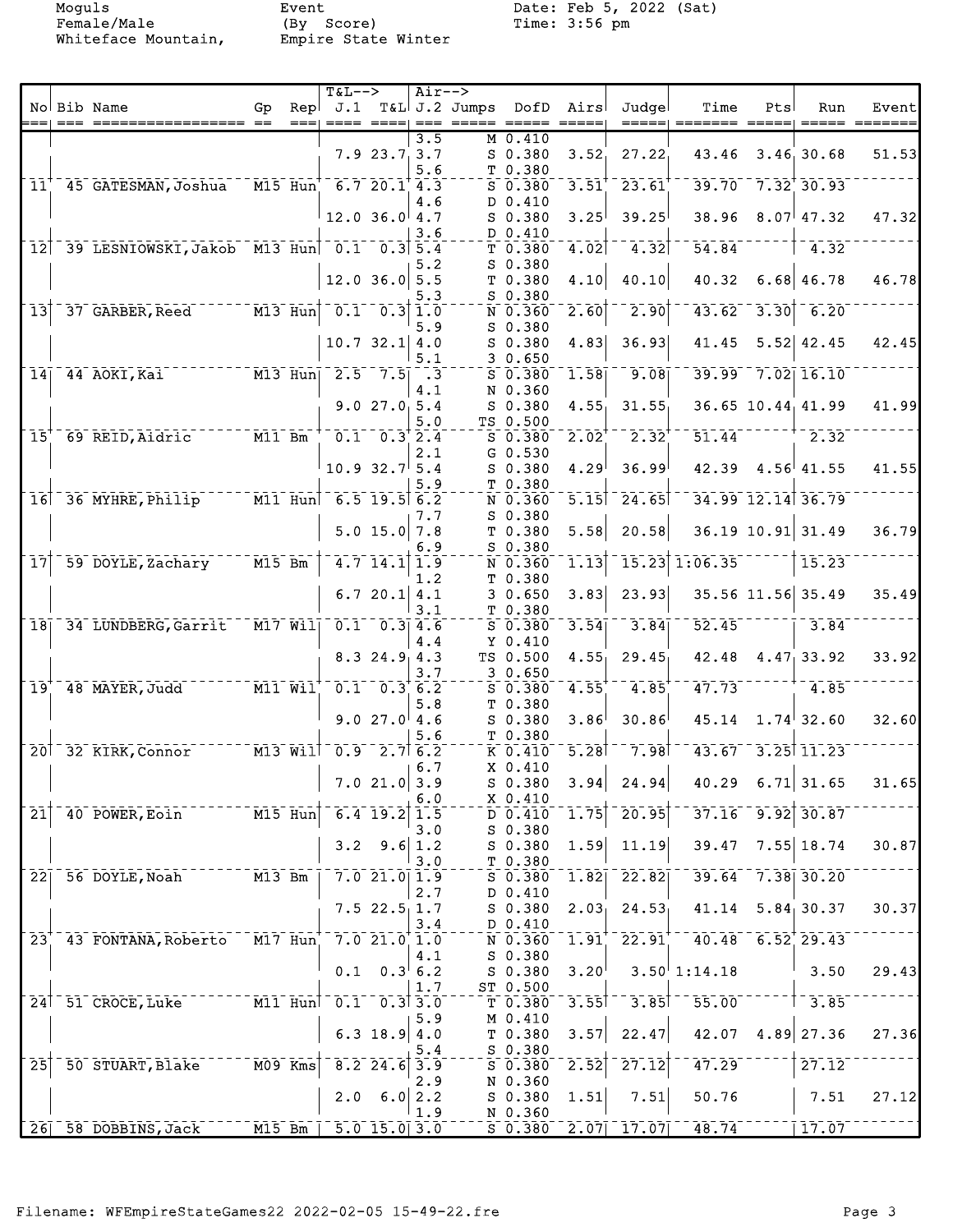Moguls Event Date: Feb 5, 2022 (Sat)
Female/Male (By Score) Time: 3:56 pm
Whiteface Mountain, Empire State Winter

| No | Bib | Name | Gp | Rep | T&L--> J.1 | T&L | Air--> J.2 | Jumps | DofD | Airs | Judge | Time | Pts | Run | Event |
|---|---|---|---|---|---|---|---|---|---|---|---|---|---|---|---|
| | | | | | | | 3.5 | M | 0.410 | | | | | | |
| | | | | | 7.9 | 23.7 | 3.7 | S | 0.380 | 3.52 | 27.22 | 43.46 | 3.46 | 30.68 | 51.53 |
| | | | | | | | 5.6 | T | 0.380 | | | | | | |
| 11 | 45 | GATESMAN, Joshua | M15 | Hun | 6.7 | 20.1 | 4.3 | S | 0.380 | 3.51 | 23.61 | 39.70 | 7.32 | 30.93 | |
| | | | | | | | 4.6 | D | 0.410 | | | | | | |
| | | | | | 12.0 | 36.0 | 4.7 | S | 0.380 | 3.25 | 39.25 | 38.96 | 8.07 | 47.32 | 47.32 |
| | | | | | | | 3.6 | D | 0.410 | | | | | | |
| 12 | 39 | LESNIOWSKI, Jakob | M13 | Hun | 0.1 | 0.3 | 5.4 | T | 0.380 | 4.02 | 4.32 | 54.84 | | 4.32 | |
| | | | | | | | 5.2 | S | 0.380 | | | | | | |
| | | | | | 12.0 | 36.0 | 5.5 | T | 0.380 | 4.10 | 40.10 | 40.32 | 6.68 | 46.78 | 46.78 |
| | | | | | | | 5.3 | S | 0.380 | | | | | | |
| 13 | 37 | GARBER, Reed | M13 | Hun | 0.1 | 0.3 | 1.0 | N | 0.360 | 2.60 | 2.90 | 43.62 | 3.30 | 6.20 | |
| | | | | | | | 5.9 | S | 0.380 | | | | | | |
| | | | | | 10.7 | 32.1 | 4.0 | S | 0.380 | 4.83 | 36.93 | 41.45 | 5.52 | 42.45 | 42.45 |
| | | | | | | | 5.1 | 3 | 0.650 | | | | | | |
| 14 | 44 | AOKI, Kai | M13 | Hun | 2.5 | 7.5 | .3 | S | 0.380 | 1.58 | 9.08 | 39.99 | 7.02 | 16.10 | |
| | | | | | | | 4.1 | N | 0.360 | | | | | | |
| | | | | | 9.0 | 27.0 | 5.4 | S | 0.380 | 4.55 | 31.55 | 36.65 | 10.44 | 41.99 | 41.99 |
| | | | | | | | 5.0 | TS | 0.500 | | | | | | |
| 15 | 69 | REID, Aidric | M11 | Bm | 0.1 | 0.3 | 2.4 | S | 0.380 | 2.02 | 2.32 | 51.44 | | 2.32 | |
| | | | | | | | 2.1 | G | 0.530 | | | | | | |
| | | | | | 10.9 | 32.7 | 5.4 | S | 0.380 | 4.29 | 36.99 | 42.39 | 4.56 | 41.55 | 41.55 |
| | | | | | | | 5.9 | T | 0.380 | | | | | | |
| 16 | 36 | MYHRE, Philip | M11 | Hun | 6.5 | 19.5 | 6.2 | N | 0.360 | 5.15 | 24.65 | 34.99 | 12.14 | 36.79 | |
| | | | | | | | 7.7 | S | 0.380 | | | | | | |
| | | | | | 5.0 | 15.0 | 7.8 | T | 0.380 | 5.58 | 20.58 | 36.19 | 10.91 | 31.49 | 36.79 |
| | | | | | | | 6.9 | S | 0.380 | | | | | | |
| 17 | 59 | DOYLE, Zachary | M15 | Bm | 4.7 | 14.1 | 1.9 | N | 0.360 | 1.13 | 15.23 | 1:06.35 | | 15.23 | |
| | | | | | | | 1.2 | T | 0.380 | | | | | | |
| | | | | | 6.7 | 20.1 | 4.1 | 3 | 0.650 | 3.83 | 23.93 | 35.56 | 11.56 | 35.49 | 35.49 |
| | | | | | | | 3.1 | T | 0.380 | | | | | | |
| 18 | 34 | LUNDBERG, Garrit | M17 | Wil | 0.1 | 0.3 | 4.6 | S | 0.380 | 3.54 | 3.84 | 52.45 | | 3.84 | |
| | | | | | | | 4.4 | Y | 0.410 | | | | | | |
| | | | | | 8.3 | 24.9 | 4.3 | TS | 0.500 | 4.55 | 29.45 | 42.48 | 4.47 | 33.92 | 33.92 |
| | | | | | | | 3.7 | 3 | 0.650 | | | | | | |
| 19 | 48 | MAYER, Judd | M11 | Wil | 0.1 | 0.3 | 6.2 | S | 0.380 | 4.55 | 4.85 | 47.73 | | 4.85 | |
| | | | | | | | 5.8 | T | 0.380 | | | | | | |
| | | | | | 9.0 | 27.0 | 4.6 | S | 0.380 | 3.86 | 30.86 | 45.14 | 1.74 | 32.60 | 32.60 |
| | | | | | | | 5.6 | T | 0.380 | | | | | | |
| 20 | 32 | KIRK, Connor | M13 | Wil | 0.9 | 2.7 | 6.2 | K | 0.410 | 5.28 | 7.98 | 43.67 | 3.25 | 11.23 | |
| | | | | | | | 6.7 | X | 0.410 | | | | | | |
| | | | | | 7.0 | 21.0 | 3.9 | S | 0.380 | 3.94 | 24.94 | 40.29 | 6.71 | 31.65 | 31.65 |
| | | | | | | | 6.0 | X | 0.410 | | | | | | |
| 21 | 40 | POWER, Eoin | M15 | Hun | 6.4 | 19.2 | 1.5 | D | 0.410 | 1.75 | 20.95 | 37.16 | 9.92 | 30.87 | |
| | | | | | | | 3.0 | S | 0.380 | | | | | | |
| | | | | | 3.2 | 9.6 | 1.2 | S | 0.380 | 1.59 | 11.19 | 39.47 | 7.55 | 18.74 | 30.87 |
| | | | | | | | 3.0 | T | 0.380 | | | | | | |
| 22 | 56 | DOYLE, Noah | M13 | Bm | 7.0 | 21.0 | 1.9 | S | 0.380 | 1.82 | 22.82 | 39.64 | 7.38 | 30.20 | |
| | | | | | | | 2.7 | D | 0.410 | | | | | | |
| | | | | | 7.5 | 22.5 | 1.7 | S | 0.380 | 2.03 | 24.53 | 41.14 | 5.84 | 30.37 | 30.37 |
| | | | | | | | 3.4 | D | 0.410 | | | | | | |
| 23 | 43 | FONTANA, Roberto | M17 | Hun | 7.0 | 21.0 | 1.0 | N | 0.360 | 1.91 | 22.91 | 40.48 | 6.52 | 29.43 | |
| | | | | | | | 4.1 | S | 0.380 | | | | | | |
| | | | | | 0.1 | 0.3 | 6.2 | S | 0.380 | 3.20 | 3.50 | 1:14.18 | | 3.50 | 29.43 |
| | | | | | | | 1.7 | ST | 0.500 | | | | | | |
| 24 | 51 | CROCE, Luke | M11 | Hun | 0.1 | 0.3 | 3.0 | T | 0.380 | 3.55 | 3.85 | 55.00 | | 3.85 | |
| | | | | | | | 5.9 | M | 0.410 | | | | | | |
| | | | | | 6.3 | 18.9 | 4.0 | T | 0.380 | 3.57 | 22.47 | 42.07 | 4.89 | 27.36 | 27.36 |
| | | | | | | | 5.4 | S | 0.380 | | | | | | |
| 25 | 50 | STUART, Blake | M09 | Kms | 8.2 | 24.6 | 3.9 | S | 0.380 | 2.52 | 27.12 | 47.29 | | 27.12 | |
| | | | | | | | 2.9 | N | 0.360 | | | | | | |
| | | | | | 2.0 | 6.0 | 2.2 | S | 0.380 | 1.51 | 7.51 | 50.76 | | 7.51 | 27.12 |
| | | | | | | | 1.9 | N | 0.360 | | | | | | |
| 26 | 58 | DOBBINS, Jack | M15 | Bm | 5.0 | 15.0 | 3.0 | S | 0.380 | 2.07 | 17.07 | 48.74 | | 17.07 | |

Filename: WFEmpireStateGames22 2022-02-05 15-49-22.fre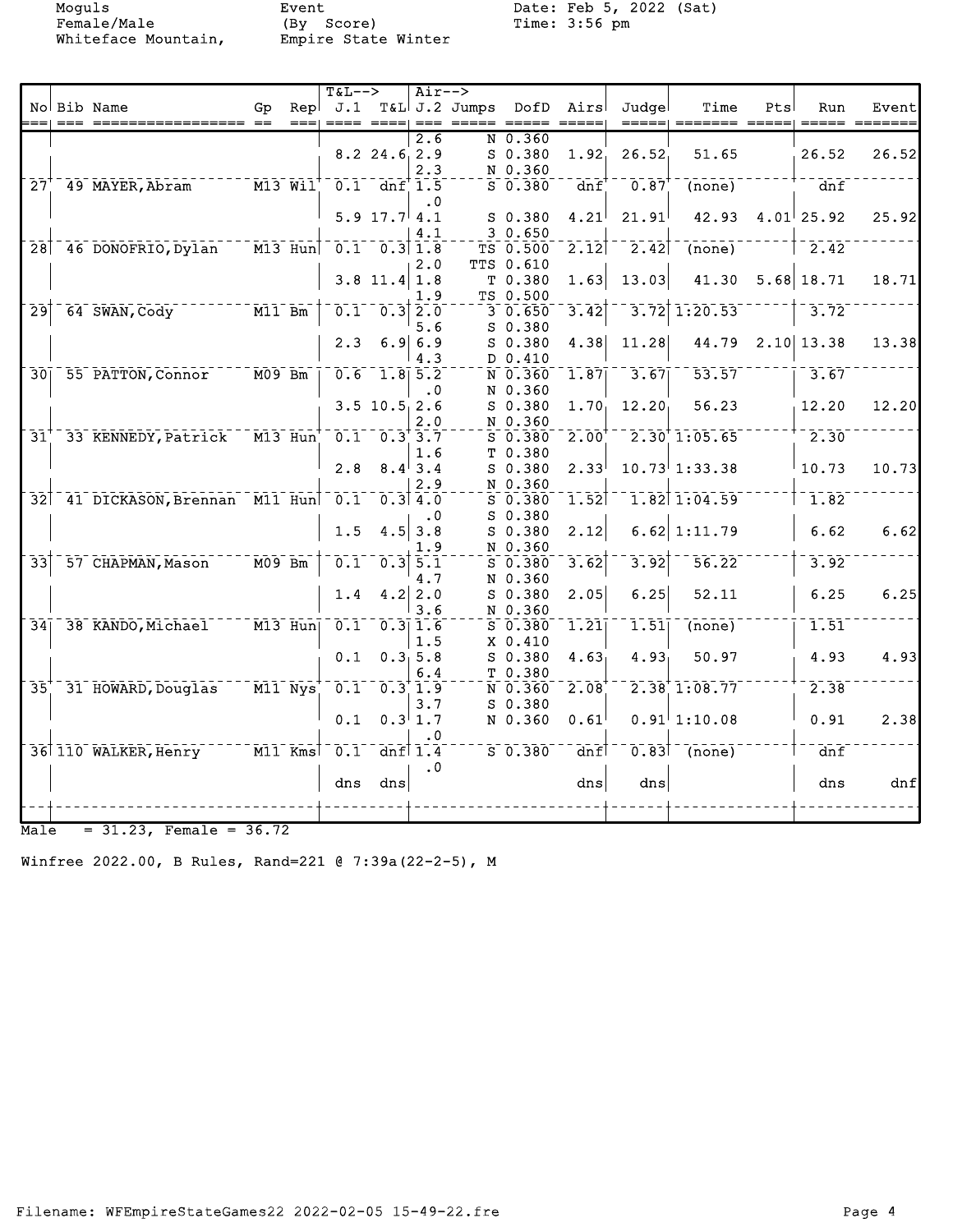Moguls Female/Male Whiteface Mountain,

Event (By Score) Empire State Winter

Date: Feb 5, 2022 (Sat) Time: 3:56 pm

| No | Bib | Name | Gp | Rep | T&L--> J.1 | T&L | Air--> J.2 | Jumps | DofD | Airs | Judge | Time | Pts | Run | Event |
|---|---|---|---|---|---|---|---|---|---|---|---|---|---|---|---|
| | | | | | | | 2.6 | N | 0.360 | | | | | | |
| | | | | | 8.2 | 24.6 | 2.9 | S | 0.380 | 1.92 | 26.52 | 51.65 | | 26.52 | 26.52 |
| | | | | | | | 2.3 | N | 0.360 | | | | | | |
| 27 | 49 | MAYER, Abram | M13 | Wil | 0.1 | dnf | 1.5 | S | 0.380 | dnf | 0.87 | (none) | | dnf | |
| | | | | | | | .0 | | | | | | | | |
| | | | | | 5.9 | 17.7 | 4.1 | S | 0.380 | 4.21 | 21.91 | 42.93 | 4.01 | 25.92 | 25.92 |
| | | | | | | | 4.1 | 3 | 0.650 | | | | | | |
| 28 | 46 | DONOFRIO, Dylan | M13 | Hun | 0.1 | 0.3 | 1.8 | TS | 0.500 | 2.12 | 2.42 | (none) | | 2.42 | |
| | | | | | | | 2.0 | TTS | 0.610 | | | | | | |
| | | | | | 3.8 | 11.4 | 1.8 | T | 0.380 | 1.63 | 13.03 | 41.30 | 5.68 | 18.71 | 18.71 |
| | | | | | | | 1.9 | TS | 0.500 | | | | | | |
| 29 | 64 | SWAN, Cody | M11 | Bm | 0.1 | 0.3 | 2.0 | 3 | 0.650 | 3.42 | 3.72 | 1:20.53 | | 3.72 | |
| | | | | | | | 5.6 | S | 0.380 | | | | | | |
| | | | | | 2.3 | 6.9 | 6.9 | S | 0.380 | 4.38 | 11.28 | 44.79 | 2.10 | 13.38 | 13.38 |
| | | | | | | | 4.3 | D | 0.410 | | | | | | |
| 30 | 55 | PATTON, Connor | M09 | Bm | 0.6 | 1.8 | 5.2 | N | 0.360 | 1.87 | 3.67 | 53.57 | | 3.67 | |
| | | | | | | | .0 | N | 0.360 | | | | | | |
| | | | | | 3.5 | 10.5 | 2.6 | S | 0.380 | 1.70 | 12.20 | 56.23 | | 12.20 | 12.20 |
| | | | | | | | 2.0 | N | 0.360 | | | | | | |
| 31 | 33 | KENNEDY, Patrick | M13 | Hun | 0.1 | 0.3 | 3.7 | S | 0.380 | 2.00 | 2.30 | 1:05.65 | | 2.30 | |
| | | | | | | | 1.6 | T | 0.380 | | | | | | |
| | | | | | 2.8 | 8.4 | 3.4 | S | 0.380 | 2.33 | 10.73 | 1:33.38 | | 10.73 | 10.73 |
| | | | | | | | 2.9 | N | 0.360 | | | | | | |
| 32 | 41 | DICKASON, Brennan | M11 | Hun | 0.1 | 0.3 | 4.0 | S | 0.380 | 1.52 | 1.82 | 1:04.59 | | 1.82 | |
| | | | | | | | .0 | S | 0.380 | | | | | | |
| | | | | | 1.5 | 4.5 | 3.8 | S | 0.380 | 2.12 | 6.62 | 1:11.79 | | 6.62 | 6.62 |
| | | | | | | | 1.9 | N | 0.360 | | | | | | |
| 33 | 57 | CHAPMAN, Mason | M09 | Bm | 0.1 | 0.3 | 5.1 | S | 0.380 | 3.62 | 3.92 | 56.22 | | 3.92 | |
| | | | | | | | 4.7 | N | 0.360 | | | | | | |
| | | | | | 1.4 | 4.2 | 2.0 | S | 0.380 | 2.05 | 6.25 | 52.11 | | 6.25 | 6.25 |
| | | | | | | | 3.6 | N | 0.360 | | | | | | |
| 34 | 38 | KANDO, Michael | M13 | Hun | 0.1 | 0.3 | 1.6 | S | 0.380 | 1.21 | 1.51 | (none) | | 1.51 | |
| | | | | | | | 1.5 | X | 0.410 | | | | | | |
| | | | | | 0.1 | 0.3 | 5.8 | S | 0.380 | 4.63 | 4.93 | 50.97 | | 4.93 | 4.93 |
| | | | | | | | 6.4 | T | 0.380 | | | | | | |
| 35 | 31 | HOWARD, Douglas | M11 | Nys | 0.1 | 0.3 | 1.9 | N | 0.360 | 2.08 | 2.38 | 1:08.77 | | 2.38 | |
| | | | | | | | 3.7 | S | 0.380 | | | | | | |
| | | | | | 0.1 | 0.3 | 1.7 | N | 0.360 | 0.61 | 0.91 | 1:10.08 | | 0.91 | 2.38 |
| | | | | | | | .0 | | | | | | | | |
| 36 | 110 | WALKER, Henry | M11 | Kms | 0.1 | dnf | 1.4 | S | 0.380 | dnf | 0.83 | (none) | | dnf | |
| | | | | | | | .0 | | | | | | | | |
| | | | | | dns | dns | | | | dns | dns | | | dns | dnf |

Male = 31.23, Female = 36.72

Winfree 2022.00, B Rules, Rand=221 @ 7:39a(22-2-5), M

Filename: WFEmpireStateGames22 2022-02-05 15-49-22.fre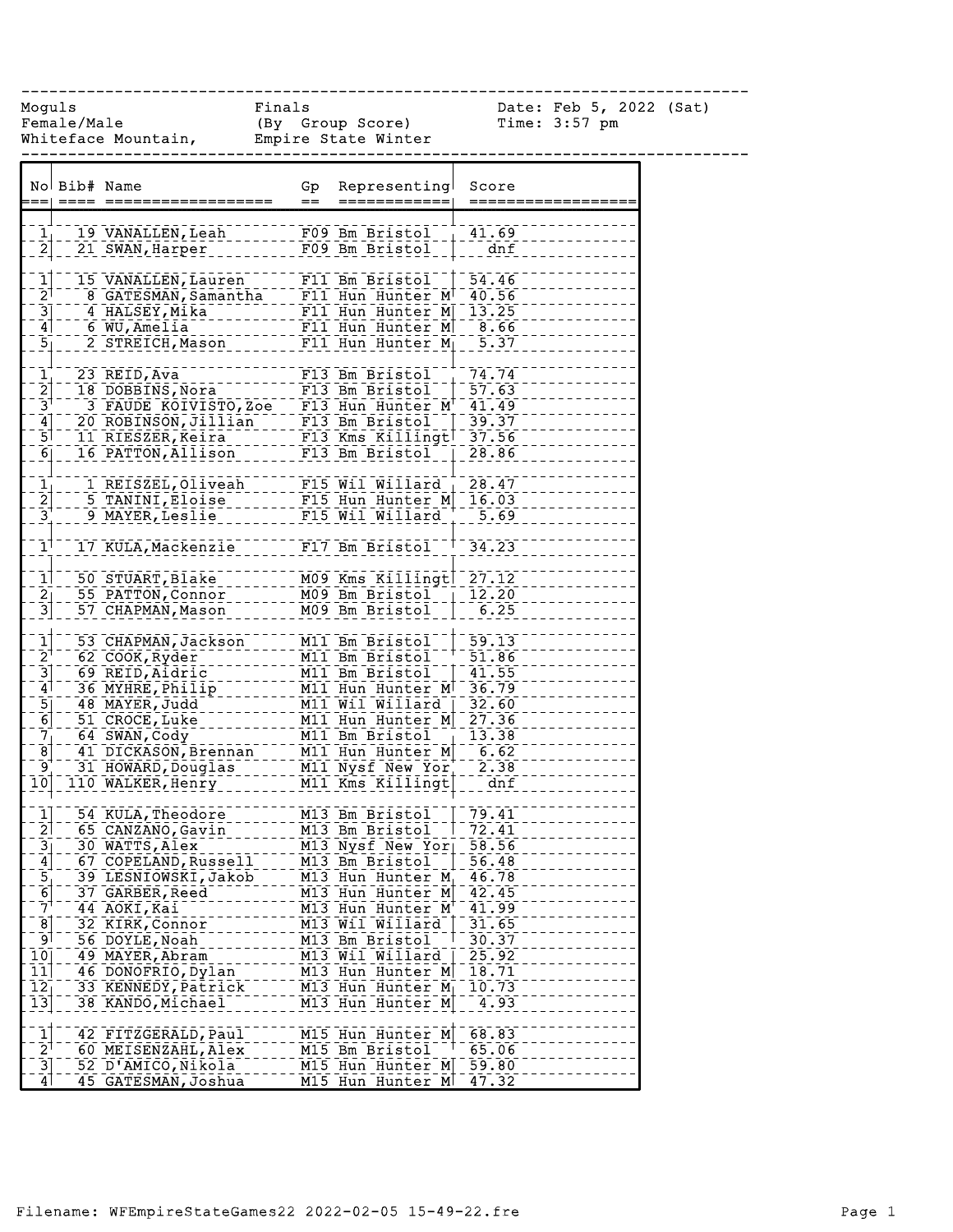Moguls | Finals | Date: Feb 5, 2022 (Sat)
Female/Male | (By Group Score) | Time: 3:57 pm
Whiteface Mountain, | Empire State Winter

| No | Bib# | Name | Gp | Representing | Score |
|---|---|---|---|---|---|
| 1 | 19 | VANALLEN, Leah | F09 | Bm Bristol | 41.69 |
| 2 | 21 | SWAN, Harper | F09 | Bm Bristol | dnf |
| | | | | | |
| 1 | 15 | VANALLEN, Lauren | F11 | Bm Bristol | 54.46 |
| 2 | 8 | GATESMAN, Samantha | F11 | Hun Hunter M | 40.56 |
| 3 | 4 | HALSEY, Mika | F11 | Hun Hunter M | 13.25 |
| 4 | 6 | WU, Amelia | F11 | Hun Hunter M | 8.66 |
| 5 | 2 | STREICH, Mason | F11 | Hun Hunter M | 5.37 |
| | | | | | |
| 1 | 23 | REID, Ava | F13 | Bm Bristol | 74.74 |
| 2 | 18 | DOBBINS, Nora | F13 | Bm Bristol | 57.63 |
| 3 | 3 | FAUDE KOIVISTO, Zoe | F13 | Hun Hunter M | 41.49 |
| 4 | 20 | ROBINSON, Jillian | F13 | Bm Bristol | 39.37 |
| 5 | 11 | RIESZER, Keira | F13 | Kms Killingt | 37.56 |
| 6 | 16 | PATTON, Allison | F13 | Bm Bristol | 28.86 |
| | | | | | |
| 1 | 1 | REISZEL, Oliveah | F15 | Wil Willard | 28.47 |
| 2 | 5 | TANINI, Eloise | F15 | Hun Hunter M | 16.03 |
| 3 | 9 | MAYER, Leslie | F15 | Wil Willard | 5.69 |
| | | | | | |
| 1 | 17 | KULA, Mackenzie | F17 | Bm Bristol | 34.23 |
| | | | | | |
| 1 | 50 | STUART, Blake | M09 | Kms Killingt | 27.12 |
| 2 | 55 | PATTON, Connor | M09 | Bm Bristol | 12.20 |
| 3 | 57 | CHAPMAN, Mason | M09 | Bm Bristol | 6.25 |
| | | | | | |
| 1 | 53 | CHAPMAN, Jackson | M11 | Bm Bristol | 59.13 |
| 2 | 62 | COOK, Ryder | M11 | Bm Bristol | 51.86 |
| 3 | 69 | REID, Aidric | M11 | Bm Bristol | 41.55 |
| 4 | 36 | MYHRE, Philip | M11 | Hun Hunter M | 36.79 |
| 5 | 48 | MAYER, Judd | M11 | Wil Willard | 32.60 |
| 6 | 51 | CROCE, Luke | M11 | Hun Hunter M | 27.36 |
| 7 | 64 | SWAN, Cody | M11 | Bm Bristol | 13.38 |
| 8 | 41 | DICKASON, Brennan | M11 | Hun Hunter M | 6.62 |
| 9 | 31 | HOWARD, Douglas | M11 | Nysf New Yor | 2.38 |
| 10 | 110 | WALKER, Henry | M11 | Kms Killingt | dnf |
| | | | | | |
| 1 | 54 | KULA, Theodore | M13 | Bm Bristol | 79.41 |
| 2 | 65 | CANZANO, Gavin | M13 | Bm Bristol | 72.41 |
| 3 | 30 | WATTS, Alex | M13 | Nysf New Yor | 58.56 |
| 4 | 67 | COPELAND, Russell | M13 | Bm Bristol | 56.48 |
| 5 | 39 | LESNIOWSKI, Jakob | M13 | Hun Hunter M | 46.78 |
| 6 | 37 | GARBER, Reed | M13 | Hun Hunter M | 42.45 |
| 7 | 44 | AOKI, Kai | M13 | Hun Hunter M | 41.99 |
| 8 | 32 | KIRK, Connor | M13 | Wil Willard | 31.65 |
| 9 | 56 | DOYLE, Noah | M13 | Bm Bristol | 30.37 |
| 10 | 49 | MAYER, Abram | M13 | Wil Willard | 25.92 |
| 11 | 46 | DONOFRIO, Dylan | M13 | Hun Hunter M | 18.71 |
| 12 | 33 | KENNEDY, Patrick | M13 | Hun Hunter M | 10.73 |
| 13 | 38 | KANDO, Michael | M13 | Hun Hunter M | 4.93 |
| | | | | | |
| 1 | 42 | FITZGERALD, Paul | M15 | Hun Hunter M | 68.83 |
| 2 | 60 | MEISENZAHL, Alex | M15 | Bm Bristol | 65.06 |
| 3 | 52 | D'AMICO, Nikola | M15 | Hun Hunter M | 59.80 |
| 4 | 45 | GATESMAN, Joshua | M15 | Hun Hunter M | 47.32 |

Filename: WFEmpireStateGames22 2022-02-05 15-49-22.fre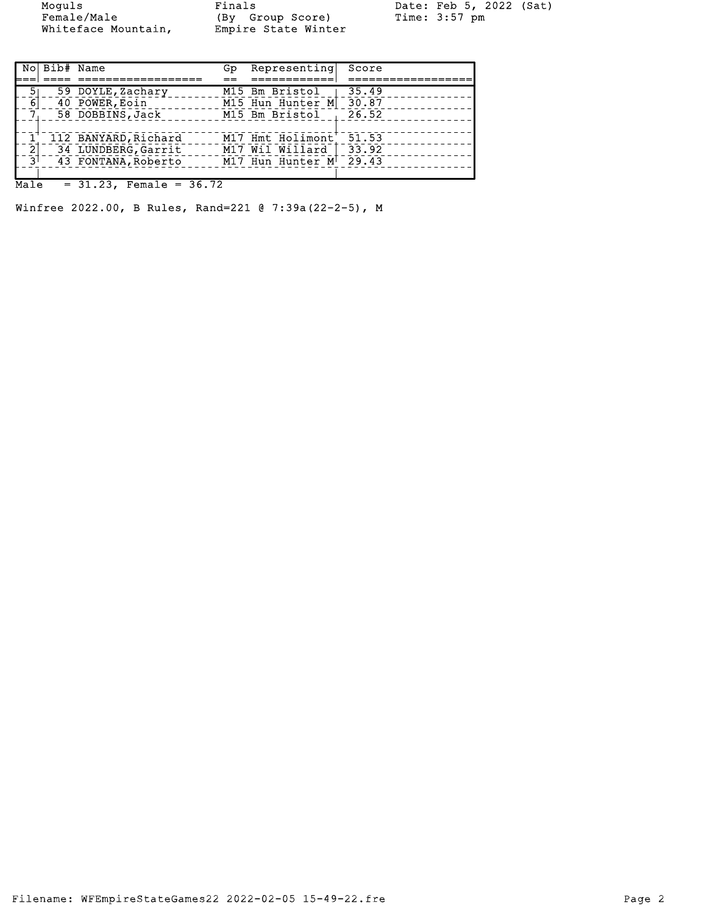Moguls	Finals	Date: Feb 5, 2022 (Sat)
Female/Male	(By Group Score)	Time: 3:57 pm
Whiteface Mountain,	Empire State Winter

| No | Bib# | Name | Gp | Representing | Score |
|---|---|---|---|---|---|
| 5 | 59 | DOYLE,Zachary | M15 | Bm Bristol | 35.49 |
| 6 | 40 | POWER,Eoin | M15 | Hun Hunter M | 30.87 |
| 7 | 58 | DOBBINS,Jack | M15 | Bm Bristol | 26.52 |
| | | | | | |
| 1 | 112 | BANYARD,Richard | M17 | Hmt Holimont | 51.53 |
| 2 | 34 | LUNDBERG,Garrit | M17 | Wil Willard | 33.92 |
| 3 | 43 | FONTANA,Roberto | M17 | Hun Hunter M | 29.43 |
| | | | | | |

Male = 31.23, Female = 36.72

Winfree 2022.00, B Rules, Rand=221 @ 7:39a(22-2-5), M

Filename: WFEmpireStateGames22 2022-02-05 15-49-22.fre